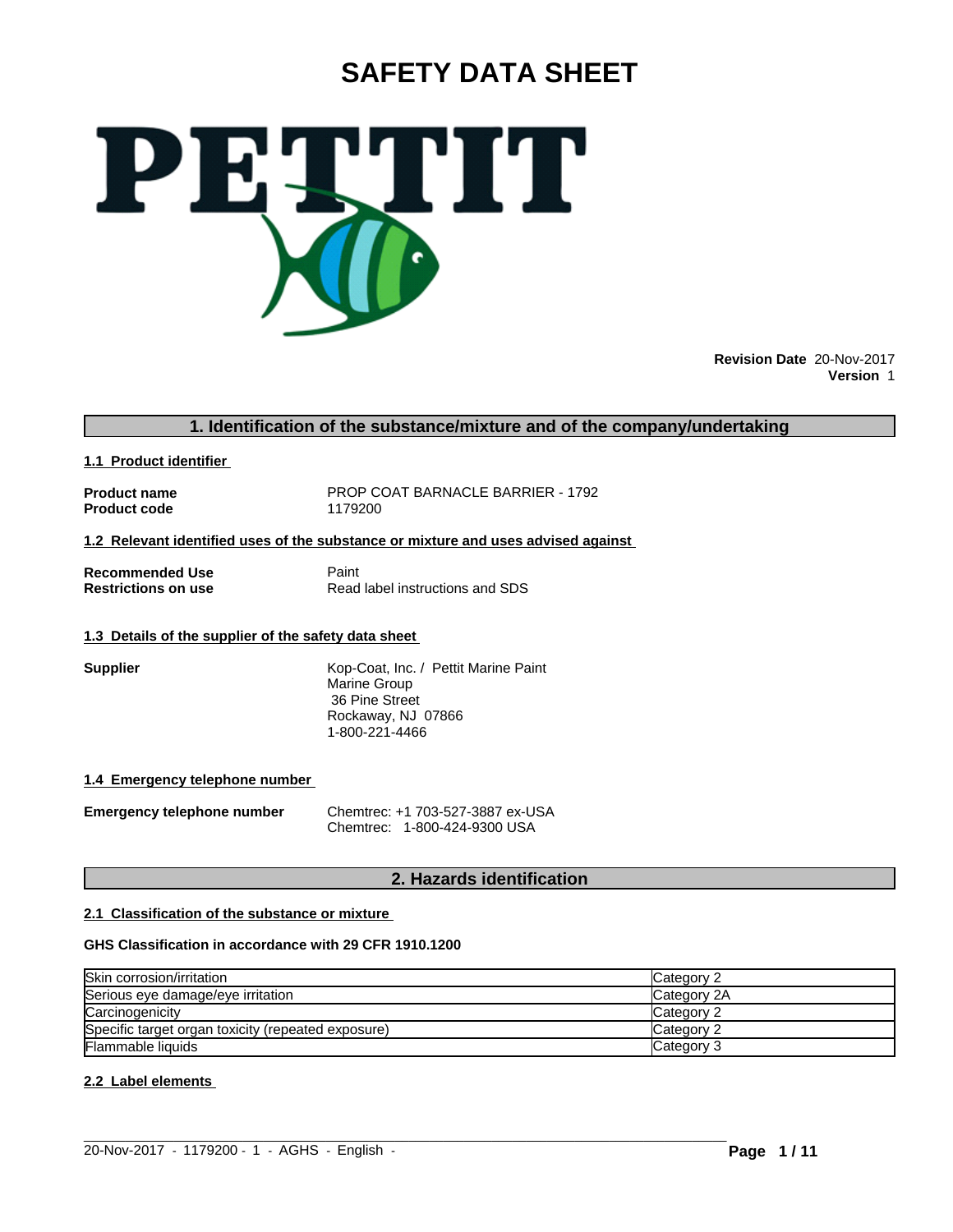# SAFETY DATA SHEET

PETTIT

**Revision Date** 20-Nov-2017
**Version** 1

## 1. Identification of the substance/mixture and of the company/undertaking

### 1.1 Product identifier

| | |
|---|---|
| **Product name** | PROP COAT BARNACLE BARRIER - 1792 |
| **Product code** | 1179200 |

### 1.2 Relevant identified uses of the substance or mixture and uses advised against

| | |
|---|---|
| **Recommended Use** | Paint |
| **Restrictions on use** | Read label instructions and SDS |

### 1.3 Details of the supplier of the safety data sheet

**Supplier**

Kop-Coat, Inc. / Pettit Marine Paint
Marine Group
36 Pine Street
Rockaway, NJ 07866
1-800-221-4466

### 1.4 Emergency telephone number

**Emergency telephone number**

Chemtrec: +1 703-527-3887 ex-USA
Chemtrec: 1-800-424-9300 USA

## 2. Hazards identification

### 2.1 Classification of the substance or mixture

**GHS Classification in accordance with 29 CFR 1910.1200**

| | |
|---|---|
| Skin corrosion/irritation | Category 2 |
| Serious eye damage/eye irritation | Category 2A |
| Carcinogenicity | Category 2 |
| Specific target organ toxicity (repeated exposure) | Category 2 |
| Flammable liquids | Category 3 |

### 2.2 Label elements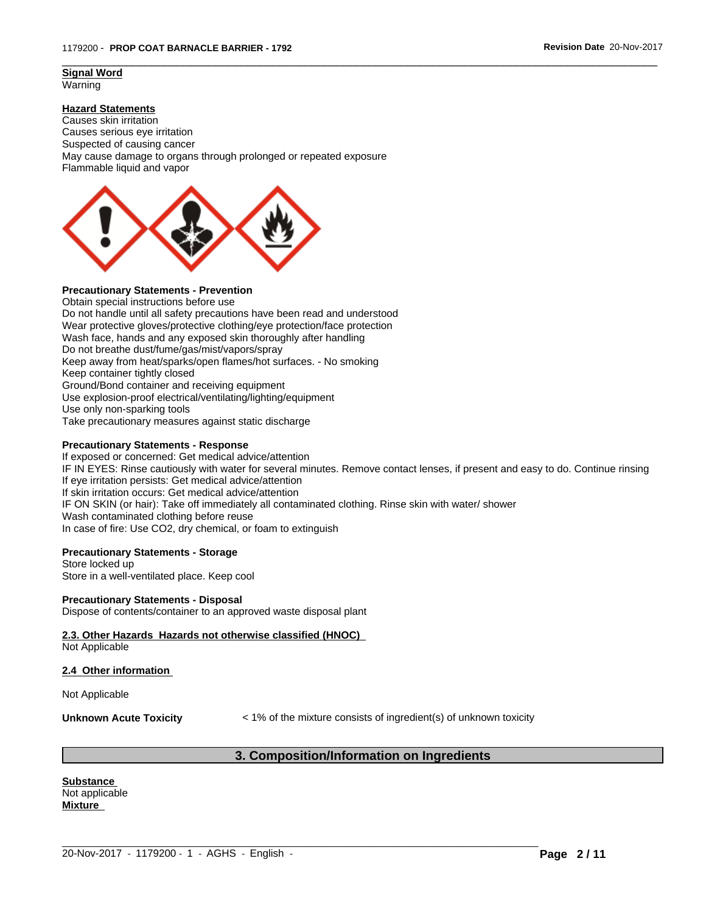**Signal Word**
Warning

**Hazard Statements**
Causes skin irritation
Causes serious eye irritation
Suspected of causing cancer
May cause damage to organs through prolonged or repeated exposure
Flammable liquid and vapor

**Precautionary Statements - Prevention**
Obtain special instructions before use
Do not handle until all safety precautions have been read and understood
Wear protective gloves/protective clothing/eye protection/face protection
Wash face, hands and any exposed skin thoroughly after handling
Do not breathe dust/fume/gas/mist/vapors/spray
Keep away from heat/sparks/open flames/hot surfaces. - No smoking
Keep container tightly closed
Ground/Bond container and receiving equipment
Use explosion-proof electrical/ventilating/lighting/equipment
Use only non-sparking tools
Take precautionary measures against static discharge

**Precautionary Statements - Response**
If exposed or concerned: Get medical advice/attention
IF IN EYES: Rinse cautiously with water for several minutes. Remove contact lenses, if present and easy to do. Continue rinsing
If eye irritation persists: Get medical advice/attention
If skin irritation occurs: Get medical advice/attention
IF ON SKIN (or hair): Take off immediately all contaminated clothing. Rinse skin with water/ shower
Wash contaminated clothing before reuse
In case of fire: Use $CO_2$, dry chemical, or foam to extinguish

**Precautionary Statements - Storage**
Store locked up
Store in a well-ventilated place. Keep cool

**Precautionary Statements - Disposal**
Dispose of contents/container to an approved waste disposal plant

**2.3. Other Hazards Hazards not otherwise classified (HNOC)**
Not Applicable

**2.4 Other information**

Not Applicable

**Unknown Acute Toxicity** < 1% of the mixture consists of ingredient(s) of unknown toxicity

## 3. Composition/Information on Ingredients

**Substance**
Not applicable
**Mixture**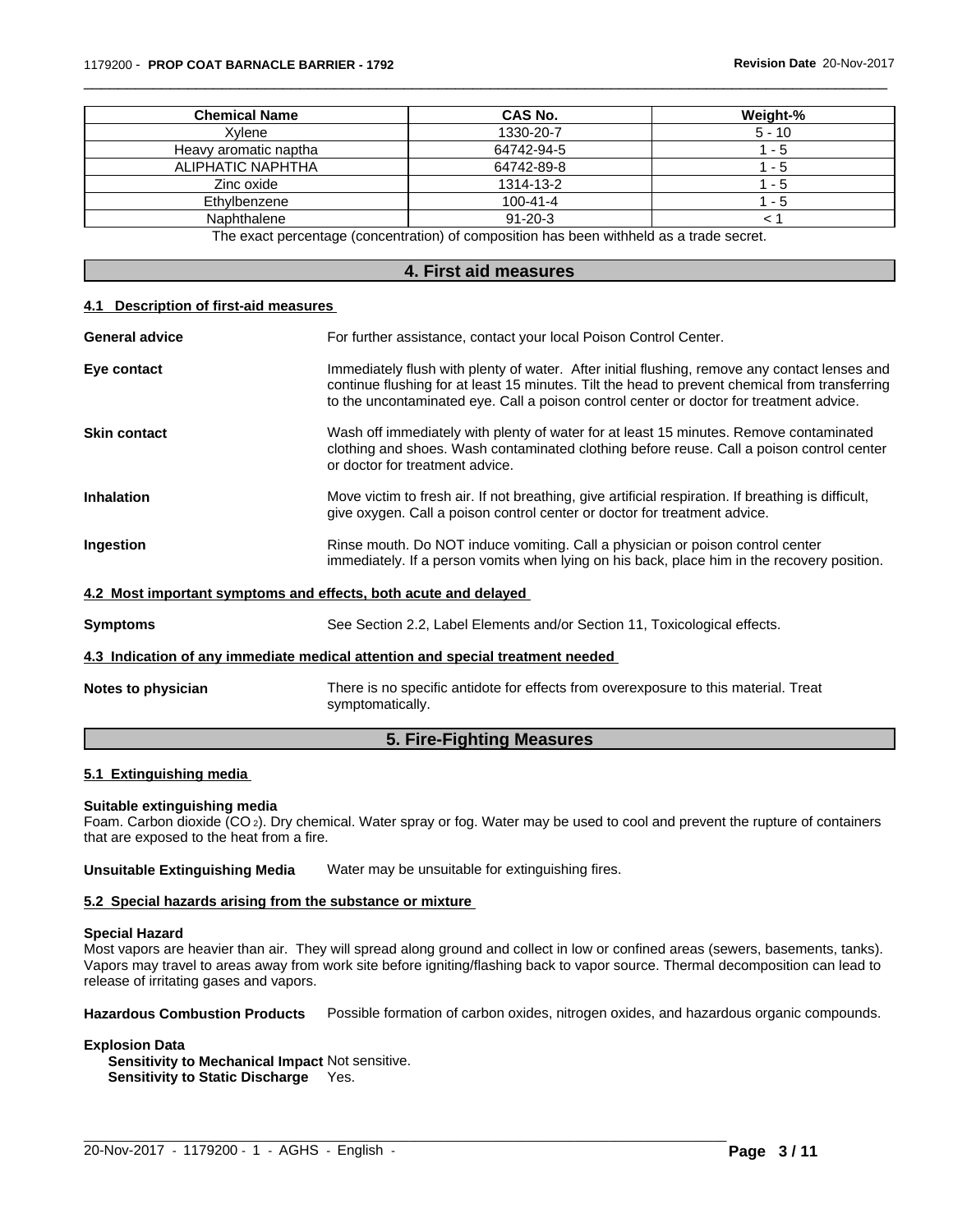| Chemical Name | CAS No. | Weight-% |
| --- | --- | --- |
| Xylene | 1330-20-7 | 5 - 10 |
| Heavy aromatic naptha | 64742-94-5 | 1 - 5 |
| ALIPHATIC NAPHTHA | 64742-89-8 | 1 - 5 |
| Zinc oxide | 1314-13-2 | 1 - 5 |
| Ethylbenzene | 100-41-4 | 1 - 5 |
| Naphthalene | 91-20-3 | < 1 |

The exact percentage (concentration) of composition has been withheld as a trade secret.

## 4. First aid measures

### 4.1 Description of first-aid measures

**General advice** For further assistance, contact your local Poison Control Center.

**Eye contact** Immediately flush with plenty of water. After initial flushing, remove any contact lenses and continue flushing for at least 15 minutes. Tilt the head to prevent chemical from transferring to the uncontaminated eye. Call a poison control center or doctor for treatment advice.

**Skin contact** Wash off immediately with plenty of water for at least 15 minutes. Remove contaminated clothing and shoes. Wash contaminated clothing before reuse. Call a poison control center or doctor for treatment advice.

**Inhalation** Move victim to fresh air. If not breathing, give artificial respiration. If breathing is difficult, give oxygen. Call a poison control center or doctor for treatment advice.

**Ingestion** Rinse mouth. Do NOT induce vomiting. Call a physician or poison control center immediately. If a person vomits when lying on his back, place him in the recovery position.

### 4.2 Most important symptoms and effects, both acute and delayed

**Symptoms** See Section 2.2, Label Elements and/or Section 11, Toxicological effects.

### 4.3 Indication of any immediate medical attention and special treatment needed

**Notes to physician** There is no specific antidote for effects from overexposure to this material. Treat symptomatically.

## 5. Fire-Fighting Measures

### 5.1 Extinguishing media

**Suitable extinguishing media**
Foam. Carbon dioxide ($CO_2$). Dry chemical. Water spray or fog. Water may be used to cool and prevent the rupture of containers that are exposed to the heat from a fire.

**Unsuitable Extinguishing Media** Water may be unsuitable for extinguishing fires.

### 5.2 Special hazards arising from the substance or mixture

**Special Hazard**
Most vapors are heavier than air. They will spread along ground and collect in low or confined areas (sewers, basements, tanks). Vapors may travel to areas away from work site before igniting/flashing back to vapor source. Thermal decomposition can lead to release of irritating gases and vapors.

**Hazardous Combustion Products** Possible formation of carbon oxides, nitrogen oxides, and hazardous organic compounds.

**Explosion Data**
**Sensitivity to Mechanical Impact** Not sensitive.
**Sensitivity to Static Discharge** Yes.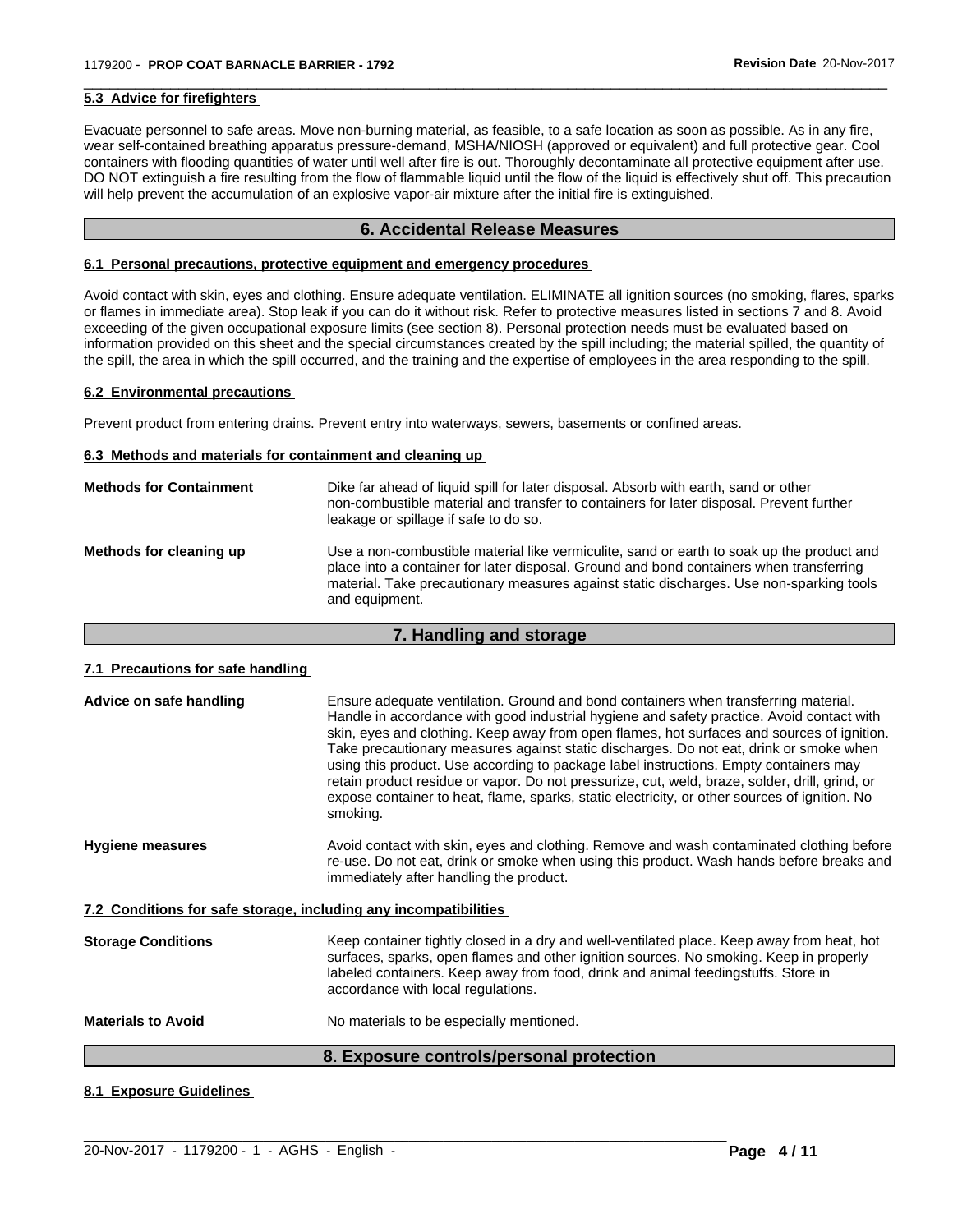### 5.3 Advice for firefighters

Evacuate personnel to safe areas. Move non-burning material, as feasible, to a safe location as soon as possible. As in any fire, wear self-contained breathing apparatus pressure-demand, MSHA/NIOSH (approved or equivalent) and full protective gear. Cool containers with flooding quantities of water until well after fire is out. Thoroughly decontaminate all protective equipment after use. DO NOT extinguish a fire resulting from the flow of flammable liquid until the flow of the liquid is effectively shut off. This precaution will help prevent the accumulation of an explosive vapor-air mixture after the initial fire is extinguished.

## 6. Accidental Release Measures

### 6.1 Personal precautions, protective equipment and emergency procedures

Avoid contact with skin, eyes and clothing. Ensure adequate ventilation. ELIMINATE all ignition sources (no smoking, flares, sparks or flames in immediate area). Stop leak if you can do it without risk. Refer to protective measures listed in sections 7 and 8. Avoid exceeding of the given occupational exposure limits (see section 8). Personal protection needs must be evaluated based on information provided on this sheet and the special circumstances created by the spill including; the material spilled, the quantity of the spill, the area in which the spill occurred, and the training and the expertise of employees in the area responding to the spill.

### 6.2 Environmental precautions

Prevent product from entering drains. Prevent entry into waterways, sewers, basements or confined areas.

### 6.3 Methods and materials for containment and cleaning up

**Methods for Containment**

Dike far ahead of liquid spill for later disposal. Absorb with earth, sand or other non-combustible material and transfer to containers for later disposal. Prevent further leakage or spillage if safe to do so.

**Methods for cleaning up**

Use a non-combustible material like vermiculite, sand or earth to soak up the product and place into a container for later disposal. Ground and bond containers when transferring material. Take precautionary measures against static discharges. Use non-sparking tools and equipment.

## 7. Handling and storage

### 7.1 Precautions for safe handling

**Advice on safe handling**

Ensure adequate ventilation. Ground and bond containers when transferring material. Handle in accordance with good industrial hygiene and safety practice. Avoid contact with skin, eyes and clothing. Keep away from open flames, hot surfaces and sources of ignition. Take precautionary measures against static discharges. Do not eat, drink or smoke when using this product. Use according to package label instructions. Empty containers may retain product residue or vapor. Do not pressurize, cut, weld, braze, solder, drill, grind, or expose container to heat, flame, sparks, static electricity, or other sources of ignition. No smoking.

**Hygiene measures**

Avoid contact with skin, eyes and clothing. Remove and wash contaminated clothing before re-use. Do not eat, drink or smoke when using this product. Wash hands before breaks and immediately after handling the product.

### 7.2 Conditions for safe storage, including any incompatibilities

**Storage Conditions**

Keep container tightly closed in a dry and well-ventilated place. Keep away from heat, hot surfaces, sparks, open flames and other ignition sources. No smoking. Keep in properly labeled containers. Keep away from food, drink and animal feedingstuffs. Store in accordance with local regulations.

**Materials to Avoid**

No materials to be especially mentioned.

## 8. Exposure controls/personal protection

### 8.1 Exposure Guidelines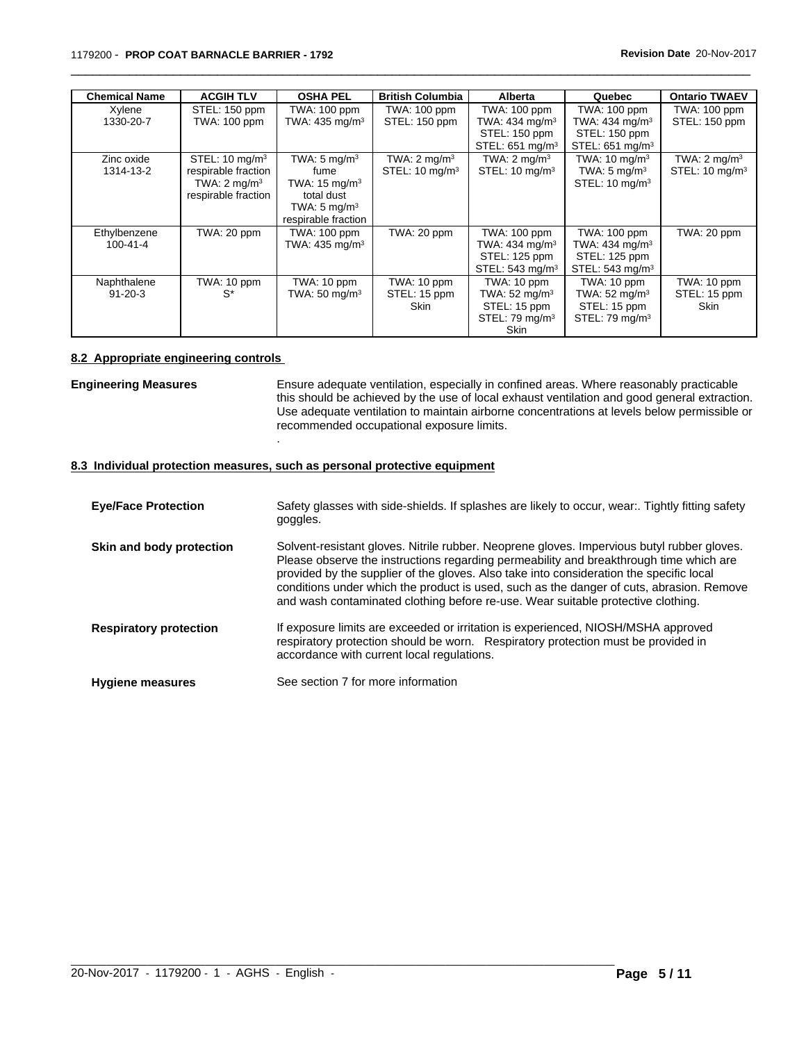| Chemical Name | ACGIH TLV | OSHA PEL | British Columbia | Alberta | Quebec | Ontario TWAEV |
|---|---|---|---|---|---|---|
| Xylene<br>1330-20-7 | STEL: 150 ppm<br>TWA: 100 ppm | TWA: 100 ppm<br>TWA: 435 mg/m³ | TWA: 100 ppm<br>STEL: 150 ppm | TWA: 100 ppm<br>TWA: 434 mg/m³<br>STEL: 150 ppm<br>STEL: 651 mg/m³ | TWA: 100 ppm<br>TWA: 434 mg/m³<br>STEL: 150 ppm<br>STEL: 651 mg/m³ | TWA: 100 ppm<br>STEL: 150 ppm |
| Zinc oxide<br>1314-13-2 | STEL: 10 mg/m³<br>respirable fraction<br>TWA: 2 mg/m³<br>respirable fraction | TWA: 5 mg/m³<br>fume<br>TWA: 15 mg/m³<br>total dust<br>TWA: 5 mg/m³<br>respirable fraction | TWA: 2 mg/m³<br>STEL: 10 mg/m³ | TWA: 2 mg/m³<br>STEL: 10 mg/m³ | TWA: 10 mg/m³<br>TWA: 5 mg/m³<br>STEL: 10 mg/m³ | TWA: 2 mg/m³<br>STEL: 10 mg/m³ |
| Ethylbenzene<br>100-41-4 | TWA: 20 ppm | TWA: 100 ppm<br>TWA: 435 mg/m³ | TWA: 20 ppm | TWA: 100 ppm<br>TWA: 434 mg/m³<br>STEL: 125 ppm<br>STEL: 543 mg/m³ | TWA: 100 ppm<br>TWA: 434 mg/m³<br>STEL: 125 ppm<br>STEL: 543 mg/m³ | TWA: 20 ppm |
| Naphthalene<br>91-20-3 | TWA: 10 ppm<br>S* | TWA: 10 ppm<br>TWA: 50 mg/m³ | TWA: 10 ppm<br>STEL: 15 ppm<br>Skin | TWA: 10 ppm<br>TWA: 52 mg/m³<br>STEL: 15 ppm<br>STEL: 79 mg/m³<br>Skin | TWA: 10 ppm<br>TWA: 52 mg/m³<br>STEL: 15 ppm<br>STEL: 79 mg/m³ | TWA: 10 ppm<br>STEL: 15 ppm<br>Skin |

## 8.2 Appropriate engineering controls

**Engineering Measures**

Ensure adequate ventilation, especially in confined areas. Where reasonably practicable this should be achieved by the use of local exhaust ventilation and good general extraction. Use adequate ventilation to maintain airborne concentrations at levels below permissible or recommended occupational exposure limits.
.

## 8.3 Individual protection measures, such as personal protective equipment

**Eye/Face Protection**

Safety glasses with side-shields. If splashes are likely to occur, wear:. Tightly fitting safety goggles.

**Skin and body protection**

Solvent-resistant gloves. Nitrile rubber. Neoprene gloves. Impervious butyl rubber gloves. Please observe the instructions regarding permeability and breakthrough time which are provided by the supplier of the gloves. Also take into consideration the specific local conditions under which the product is used, such as the danger of cuts, abrasion. Remove and wash contaminated clothing before re-use. Wear suitable protective clothing.

**Respiratory protection**

If exposure limits are exceeded or irritation is experienced, NIOSH/MSHA approved respiratory protection should be worn. Respiratory protection must be provided in accordance with current local regulations.

**Hygiene measures**

See section 7 for more information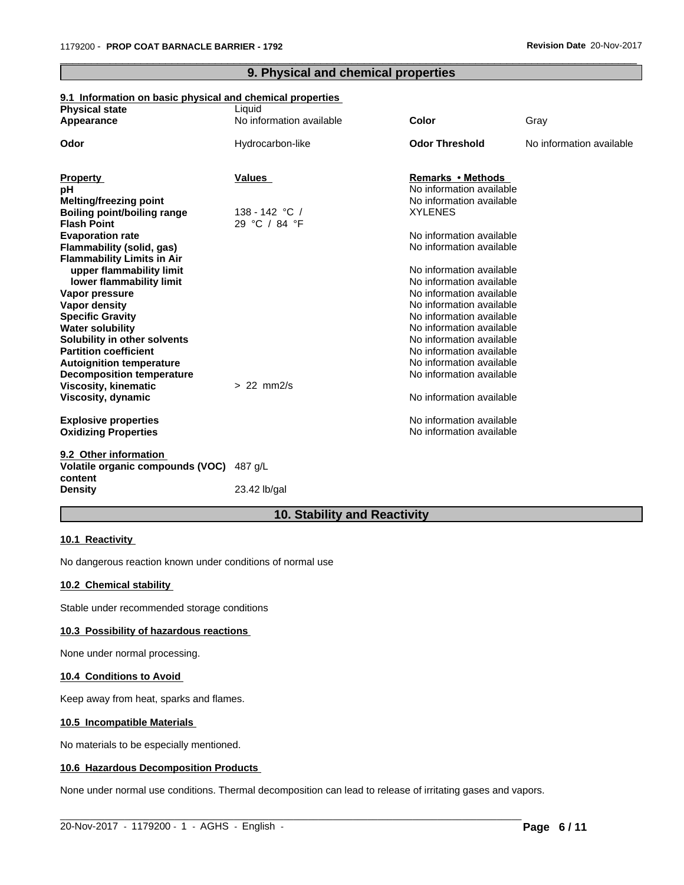## 9. Physical and chemical properties

### 9.1 Information on basic physical and chemical properties

| | | | |
|---|---|---|---|
| **Physical state** | Liquid | | |
| **Appearance** | No information available | **Color** | Gray |
| **Odor** | Hydrocarbon-like | **Odor Threshold** | No information available |

| **Property** | **Values** | **Remarks • Methods** |
|---|---|---|
| **pH** | | No information available |
| **Melting/freezing point** | | No information available |
| **Boiling point/boiling range** | 138 - 142 °C / | XYLENES |
| **Flash Point** | 29 °C / 84 °F | |
| **Evaporation rate** | | No information available |
| **Flammability (solid, gas)** | | No information available |
| **Flammability Limits in Air** | | |
| **upper flammability limit** | | No information available |
| **lower flammability limit** | | No information available |
| **Vapor pressure** | | No information available |
| **Vapor density** | | No information available |
| **Specific Gravity** | | No information available |
| **Water solubility** | | No information available |
| **Solubility in other solvents** | | No information available |
| **Partition coefficient** | | No information available |
| **Autoignition temperature** | | No information available |
| **Decomposition temperature** | | No information available |
| **Viscosity, kinematic** | > 22 mm2/s | |
| **Viscosity, dynamic** | | No information available |
| **Explosive properties** | | No information available |
| **Oxidizing Properties** | | No information available |

### 9.2 Other information

| | |
|---|---|
| **Volatile organic compounds (VOC) content** | 487 g/L |
| **Density** | 23.42 lb/gal |

## 10. Stability and Reactivity

### 10.1 Reactivity

No dangerous reaction known under conditions of normal use

### 10.2 Chemical stability

Stable under recommended storage conditions

### 10.3 Possibility of hazardous reactions

None under normal processing.

### 10.4 Conditions to Avoid

Keep away from heat, sparks and flames.

### 10.5 Incompatible Materials

No materials to be especially mentioned.

### 10.6 Hazardous Decomposition Products

None under normal use conditions. Thermal decomposition can lead to release of irritating gases and vapors.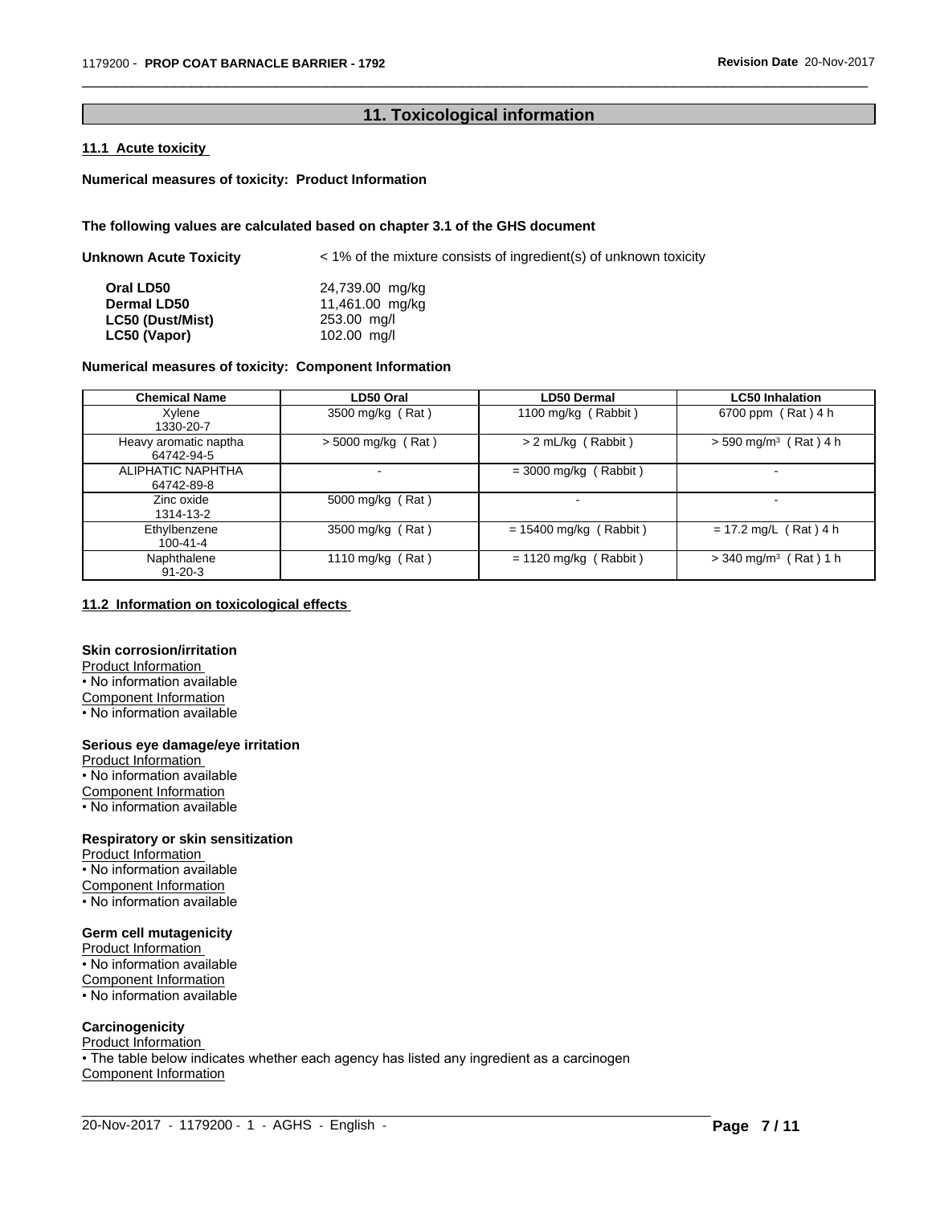## 11. Toxicological information

### 11.1 Acute toxicity

**Numerical measures of toxicity: Product Information**

**The following values are calculated based on chapter 3.1 of the GHS document**

**Unknown Acute Toxicity** < 1% of the mixture consists of ingredient(s) of unknown toxicity

| | |
|---|---|
| **Oral LD50** | 24,739.00 mg/kg |
| **Dermal LD50** | 11,461.00 mg/kg |
| **LC50 (Dust/Mist)** | 253.00 mg/l |
| **LC50 (Vapor)** | 102.00 mg/l |

**Numerical measures of toxicity: Component Information**

| Chemical Name | LD50 Oral | LD50 Dermal | LC50 Inhalation |
|---|---|---|---|
| Xylene<br>1330-20-7 | 3500 mg/kg ( Rat ) | 1100 mg/kg ( Rabbit ) | 6700 ppm ( Rat ) 4 h |
| Heavy aromatic naptha<br>64742-94-5 | > 5000 mg/kg ( Rat ) | > 2 mL/kg ( Rabbit ) | > 590 mg/m³ ( Rat ) 4 h |
| ALIPHATIC NAPHTHA<br>64742-89-8 | - | = 3000 mg/kg ( Rabbit ) | - |
| Zinc oxide<br>1314-13-2 | 5000 mg/kg ( Rat ) | - | - |
| Ethylbenzene<br>100-41-4 | 3500 mg/kg ( Rat ) | = 15400 mg/kg ( Rabbit ) | = 17.2 mg/L ( Rat ) 4 h |
| Naphthalene<br>91-20-3 | 1110 mg/kg ( Rat ) | = 1120 mg/kg ( Rabbit ) | > 340 mg/m³ ( Rat ) 1 h |

### 11.2 Information on toxicological effects

**Skin corrosion/irritation**

Product Information
- No information available

Component Information
- No information available

**Serious eye damage/eye irritation**

Product Information
- No information available

Component Information
- No information available

**Respiratory or skin sensitization**

Product Information
- No information available

Component Information
- No information available

**Germ cell mutagenicity**

Product Information
- No information available

Component Information
- No information available

**Carcinogenicity**

Product Information
- The table below indicates whether each agency has listed any ingredient as a carcinogen

Component Information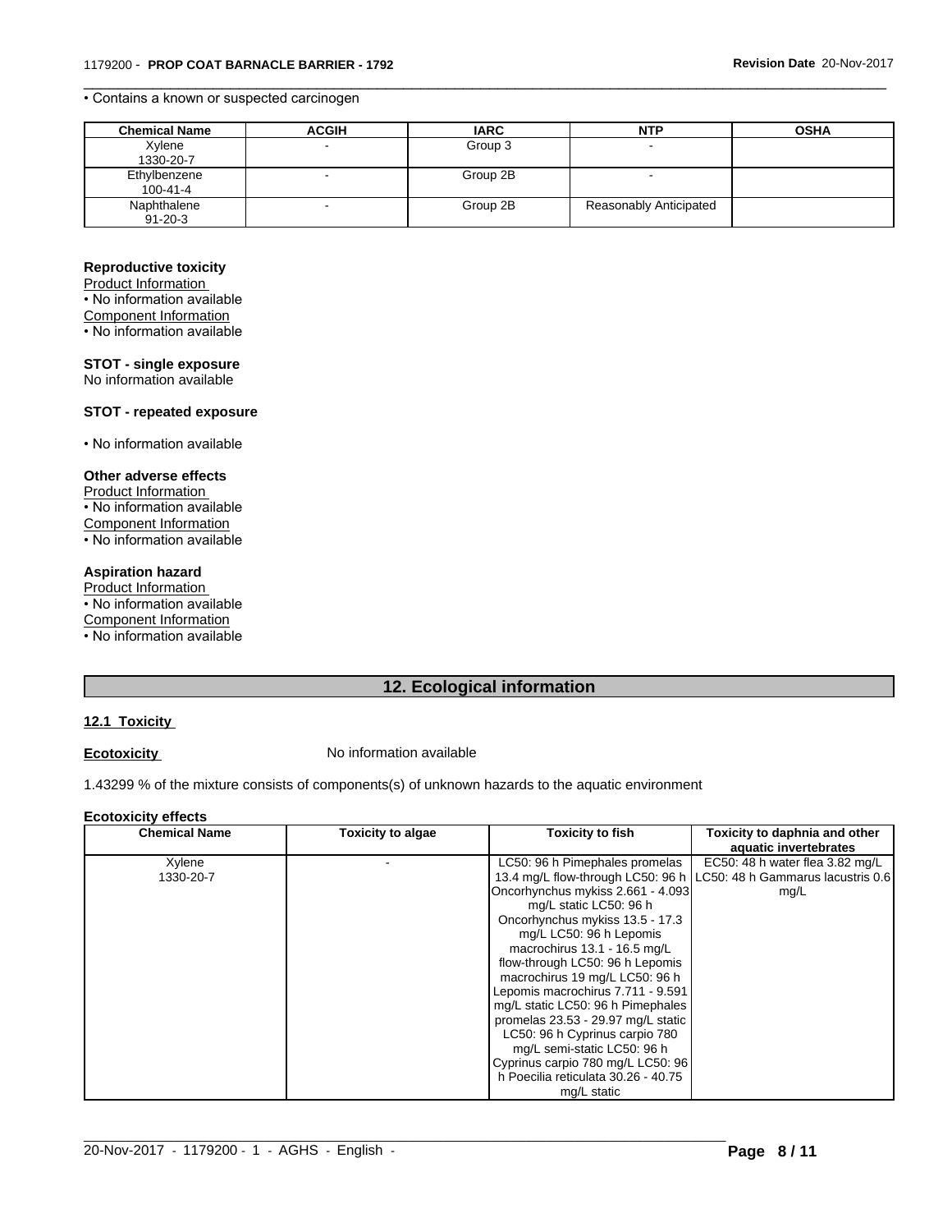• Contains a known or suspected carcinogen

| Chemical Name | ACGIH | IARC | NTP | OSHA |
|---|---|---|---|---|
| Xylene<br>1330-20-7 | - | Group 3 | - | |
| Ethylbenzene<br>100-41-4 | - | Group 2B | - | |
| Naphthalene<br>91-20-3 | - | Group 2B | Reasonably Anticipated | |

**Reproductive toxicity**

Product Information

• No information available

Component Information

• No information available

**STOT - single exposure**

No information available

**STOT - repeated exposure**

• No information available

**Other adverse effects**

Product Information

• No information available

Component Information

• No information available

**Aspiration hazard**

Product Information

• No information available

Component Information

• No information available

## 12. Ecological information

### 12.1 Toxicity

**Ecotoxicity** No information available

1.43299 % of the mixture consists of components(s) of unknown hazards to the aquatic environment

**Ecotoxicity effects**

| Chemical Name | Toxicity to algae | Toxicity to fish | Toxicity to daphnia and other aquatic invertebrates |
|---|---|---|---|
| Xylene<br>1330-20-7 | - | LC50: 96 h Pimephales promelas 13.4 mg/L flow-through LC50: 96 h Oncorhynchus mykiss 2.661 - 4.093 mg/L static LC50: 96 h Oncorhynchus mykiss 13.5 - 17.3 mg/L LC50: 96 h Lepomis macrochirus 13.1 - 16.5 mg/L flow-through LC50: 96 h Lepomis macrochirus 19 mg/L LC50: 96 h Lepomis macrochirus 7.711 - 9.591 mg/L static LC50: 96 h Pimephales promelas 23.53 - 29.97 mg/L static LC50: 96 h Cyprinus carpio 780 mg/L semi-static LC50: 96 h Cyprinus carpio 780 mg/L LC50: 96 h Poecilia reticulata 30.26 - 40.75 mg/L static | EC50: 48 h water flea 3.82 mg/L LC50: 48 h Gammarus lacustris 0.6 mg/L |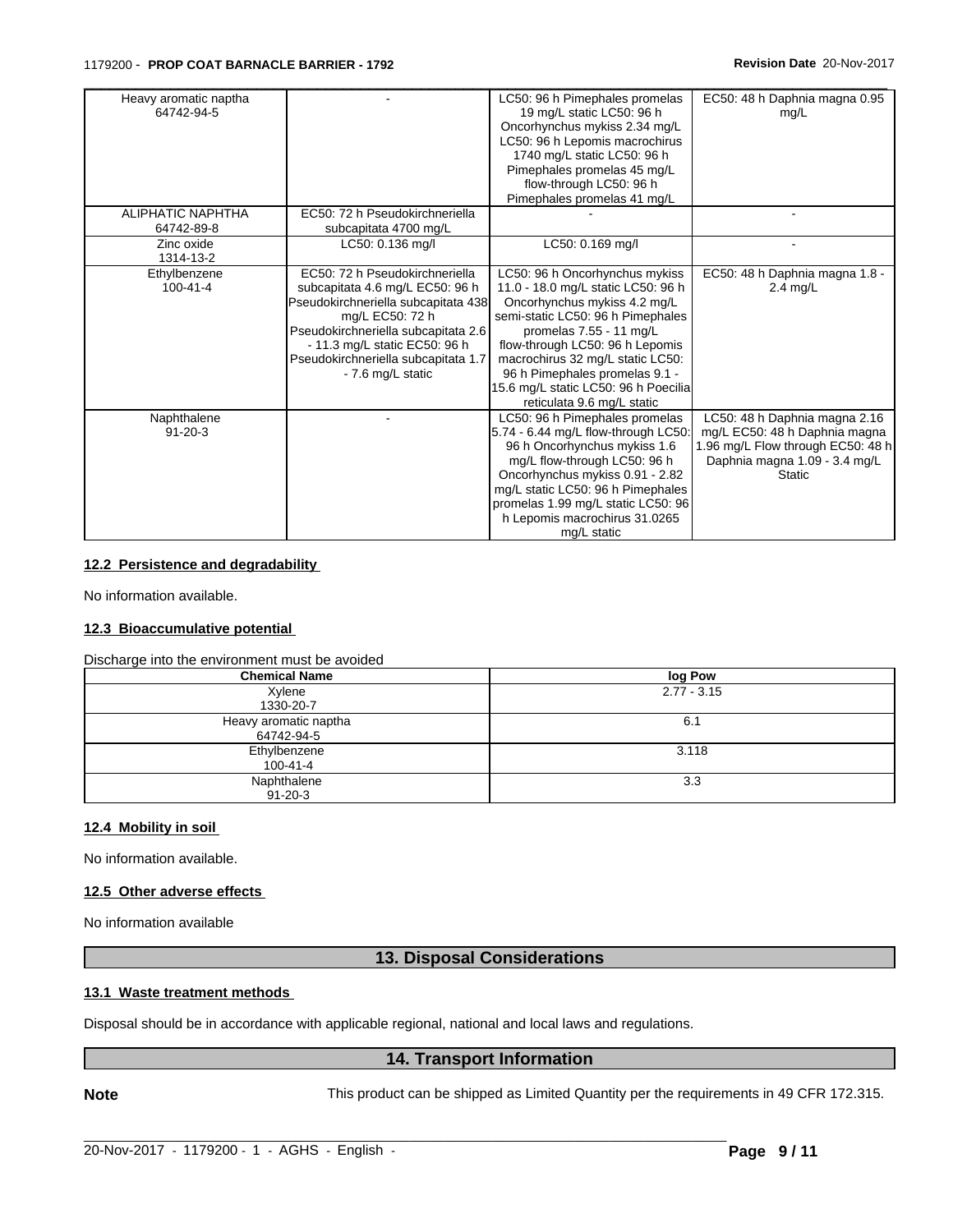| | | | |
|---|---|---|---|
| Heavy aromatic naptha 64742-94-5 | - | LC50: 96 h Pimephales promelas 19 mg/L static LC50: 96 h Oncorhynchus mykiss 2.34 mg/L LC50: 96 h Lepomis macrochirus 1740 mg/L static LC50: 96 h Pimephales promelas 45 mg/L flow-through LC50: 96 h Pimephales promelas 41 mg/L | EC50: 48 h Daphnia magna 0.95 mg/L |
| ALIPHATIC NAPHTHA 64742-89-8 | EC50: 72 h Pseudokirchneriella subcapitata 4700 mg/L | - | - |
| Zinc oxide 1314-13-2 | LC50: 0.136 mg/l | LC50: 0.169 mg/l | - |
| Ethylbenzene 100-41-4 | EC50: 72 h Pseudokirchneriella subcapitata 4.6 mg/L EC50: 96 h Pseudokirchneriella subcapitata 438 mg/L EC50: 72 h Pseudokirchneriella subcapitata 2.6 - 11.3 mg/L static EC50: 96 h Pseudokirchneriella subcapitata 1.7 - 7.6 mg/L static | LC50: 96 h Oncorhynchus mykiss 11.0 - 18.0 mg/L static LC50: 96 h Oncorhynchus mykiss 4.2 mg/L semi-static LC50: 96 h Pimephales promelas 7.55 - 11 mg/L flow-through LC50: 96 h Lepomis macrochirus 32 mg/L static LC50: 96 h Pimephales promelas 9.1 - 15.6 mg/L static LC50: 96 h Poecilia reticulata 9.6 mg/L static | EC50: 48 h Daphnia magna 1.8 - 2.4 mg/L |
| Naphthalene 91-20-3 | - | LC50: 96 h Pimephales promelas 5.74 - 6.44 mg/L flow-through LC50: 96 h Oncorhynchus mykiss 1.6 mg/L flow-through LC50: 96 h Oncorhynchus mykiss 0.91 - 2.82 mg/L static LC50: 96 h Pimephales promelas 1.99 mg/L static LC50: 96 h Lepomis macrochirus 31.0265 mg/L static | LC50: 48 h Daphnia magna 2.16 mg/L EC50: 48 h Daphnia magna 1.96 mg/L Flow through EC50: 48 h Daphnia magna 1.09 - 3.4 mg/L Static |

### 12.2 Persistence and degradability

No information available.

### 12.3 Bioaccumulative potential

Discharge into the environment must be avoided

| Chemical Name | log Pow |
|---|---|
| Xylene 1330-20-7 | 2.77 - 3.15 |
| Heavy aromatic naptha 64742-94-5 | 6.1 |
| Ethylbenzene 100-41-4 | 3.118 |
| Naphthalene 91-20-3 | 3.3 |

### 12.4 Mobility in soil

No information available.

### 12.5 Other adverse effects

No information available

## 13. Disposal Considerations

### 13.1 Waste treatment methods

Disposal should be in accordance with applicable regional, national and local laws and regulations.

## 14. Transport Information

**Note** This product can be shipped as Limited Quantity per the requirements in 49 CFR 172.315.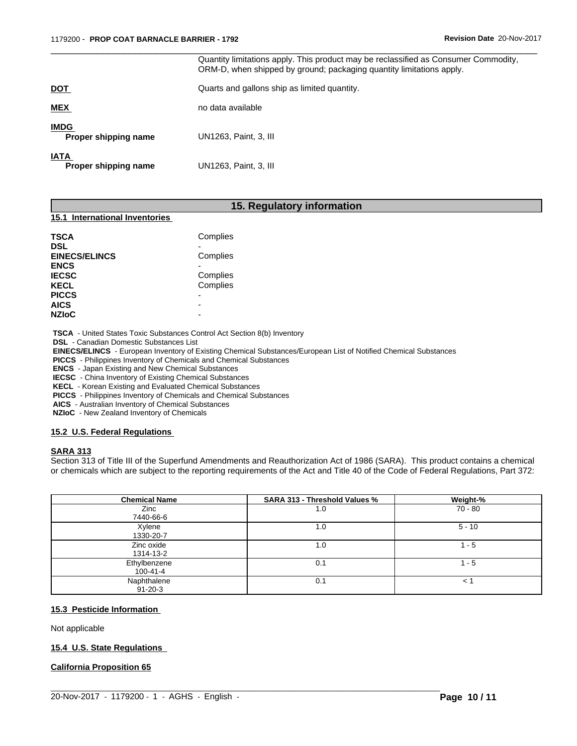| | |
|---|---|
| | Quantity limitations apply. This product may be reclassified as Consumer Commodity, ORM-D, when shipped by ground; packaging quantity limitations apply. |
| **DOT** | Quarts and gallons ship as limited quantity. |
| **MEX** | no data available |
| **IMDG** Proper shipping name | UN1263, Paint, 3, III |
| **IATA** Proper shipping name | UN1263, Paint, 3, III |

## 15. Regulatory information

### 15.1 International Inventories

| | |
|---|---|
| **TSCA** | Complies |
| **DSL** | - |
| **EINECS/ELINCS** | Complies |
| **ENCS** | - |
| **IECSC** | Complies |
| **KECL** | Complies |
| **PICCS** | - |
| **AICS** | - |
| **NZIoC** | - |

**TSCA** - United States Toxic Substances Control Act Section 8(b) Inventory
**DSL** - Canadian Domestic Substances List
**EINECS/ELINCS** - European Inventory of Existing Chemical Substances/European List of Notified Chemical Substances
**PICCS** - Philippines Inventory of Chemicals and Chemical Substances
**ENCS** - Japan Existing and New Chemical Substances
**IECSC** - China Inventory of Existing Chemical Substances
**KECL** - Korean Existing and Evaluated Chemical Substances
**PICCS** - Philippines Inventory of Chemicals and Chemical Substances
**AICS** - Australian Inventory of Chemical Substances
**NZIoC** - New Zealand Inventory of Chemicals

### 15.2 U.S. Federal Regulations

**SARA 313**
Section 313 of Title III of the Superfund Amendments and Reauthorization Act of 1986 (SARA). This product contains a chemical or chemicals which are subject to the reporting requirements of the Act and Title 40 of the Code of Federal Regulations, Part 372:

| Chemical Name | SARA 313 - Threshold Values % | Weight-% |
|---|---|---|
| Zinc 7440-66-6 | 1.0 | 70 - 80 |
| Xylene 1330-20-7 | 1.0 | 5 - 10 |
| Zinc oxide 1314-13-2 | 1.0 | 1 - 5 |
| Ethylbenzene 100-41-4 | 0.1 | 1 - 5 |
| Naphthalene 91-20-3 | 0.1 | < 1 |

### 15.3 Pesticide Information

Not applicable

### 15.4 U.S. State Regulations

**California Proposition 65**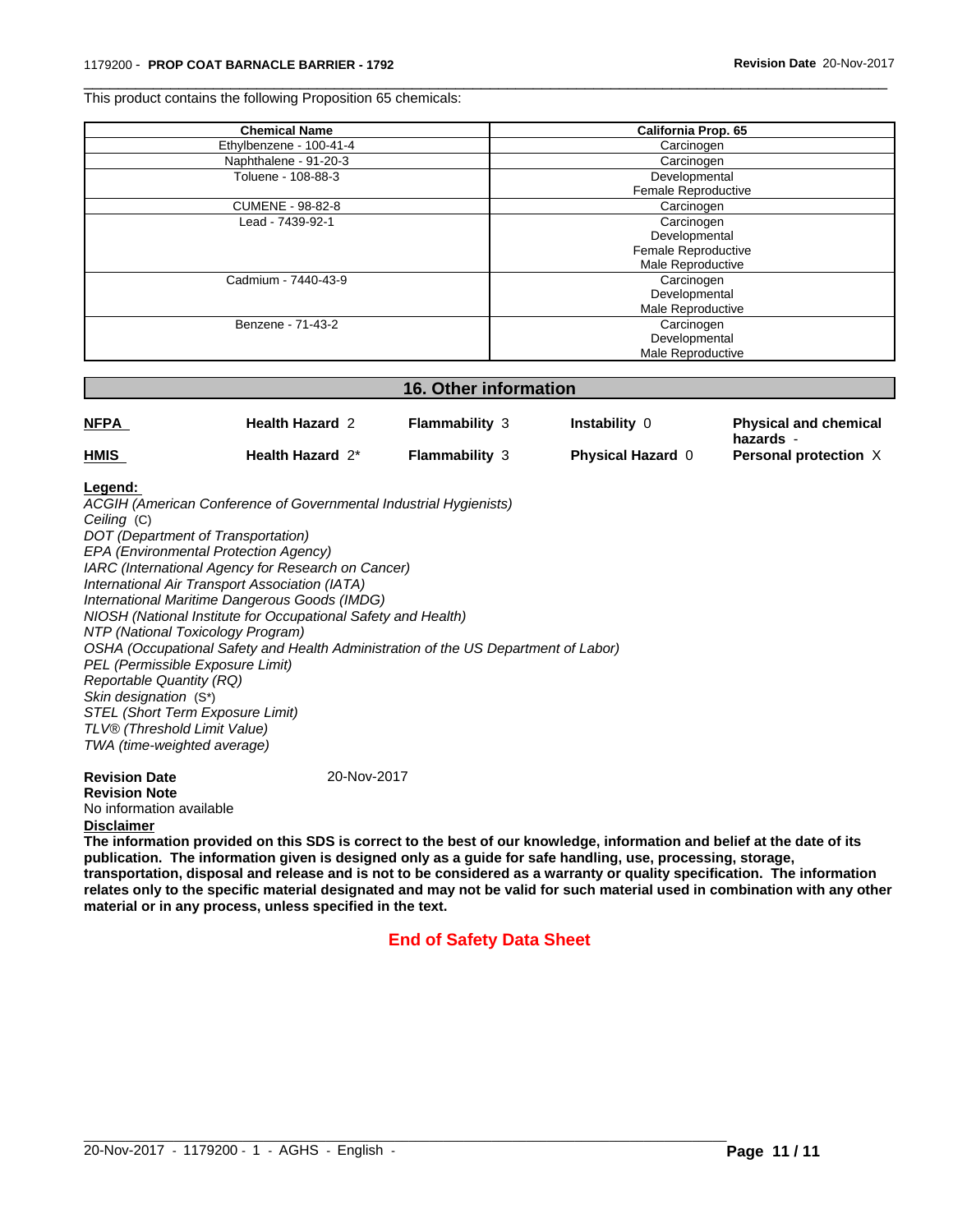This product contains the following Proposition 65 chemicals:

| Chemical Name | California Prop. 65 |
| --- | --- |
| Ethylbenzene - 100-41-4 | Carcinogen |
| Naphthalene - 91-20-3 | Carcinogen |
| Toluene - 108-88-3 | Developmental<br>Female Reproductive |
| CUMENE - 98-82-8 | Carcinogen |
| Lead - 7439-92-1 | Carcinogen<br>Developmental<br>Female Reproductive<br>Male Reproductive |
| Cadmium - 7440-43-9 | Carcinogen<br>Developmental<br>Male Reproductive |
| Benzene - 71-43-2 | Carcinogen<br>Developmental<br>Male Reproductive |

## 16. Other information

| | | | | |
| --- | --- | --- | --- | --- |
| **NFPA** | **Health Hazard** 2 | **Flammability** 3 | **Instability** 0 | **Physical and chemical hazards** - |
| **HMIS** | **Health Hazard** 2* | **Flammability** 3 | **Physical Hazard** 0 | **Personal protection** X |

**Legend:**

*ACGIH (American Conference of Governmental Industrial Hygienists)*
*Ceiling* (C)
*DOT (Department of Transportation)*
*EPA (Environmental Protection Agency)*
*IARC (International Agency for Research on Cancer)*
*International Air Transport Association (IATA)*
*International Maritime Dangerous Goods (IMDG)*
*NIOSH (National Institute for Occupational Safety and Health)*
*NTP (National Toxicology Program)*
*OSHA (Occupational Safety and Health Administration of the US Department of Labor)*
*PEL (Permissible Exposure Limit)*
*Reportable Quantity (RQ)*
*Skin designation* (S*)
*STEL (Short Term Exposure Limit)*
*TLV® (Threshold Limit Value)*
*TWA (time-weighted average)*

**Revision Date** 20-Nov-2017
**Revision Note**
No information available

**Disclaimer**

**The information provided on this SDS is correct to the best of our knowledge, information and belief at the date of its publication. The information given is designed only as a guide for safe handling, use, processing, storage, transportation, disposal and release and is not to be considered as a warranty or quality specification. The information relates only to the specific material designated and may not be valid for such material used in combination with any other material or in any process, unless specified in the text.**

**End of Safety Data Sheet**